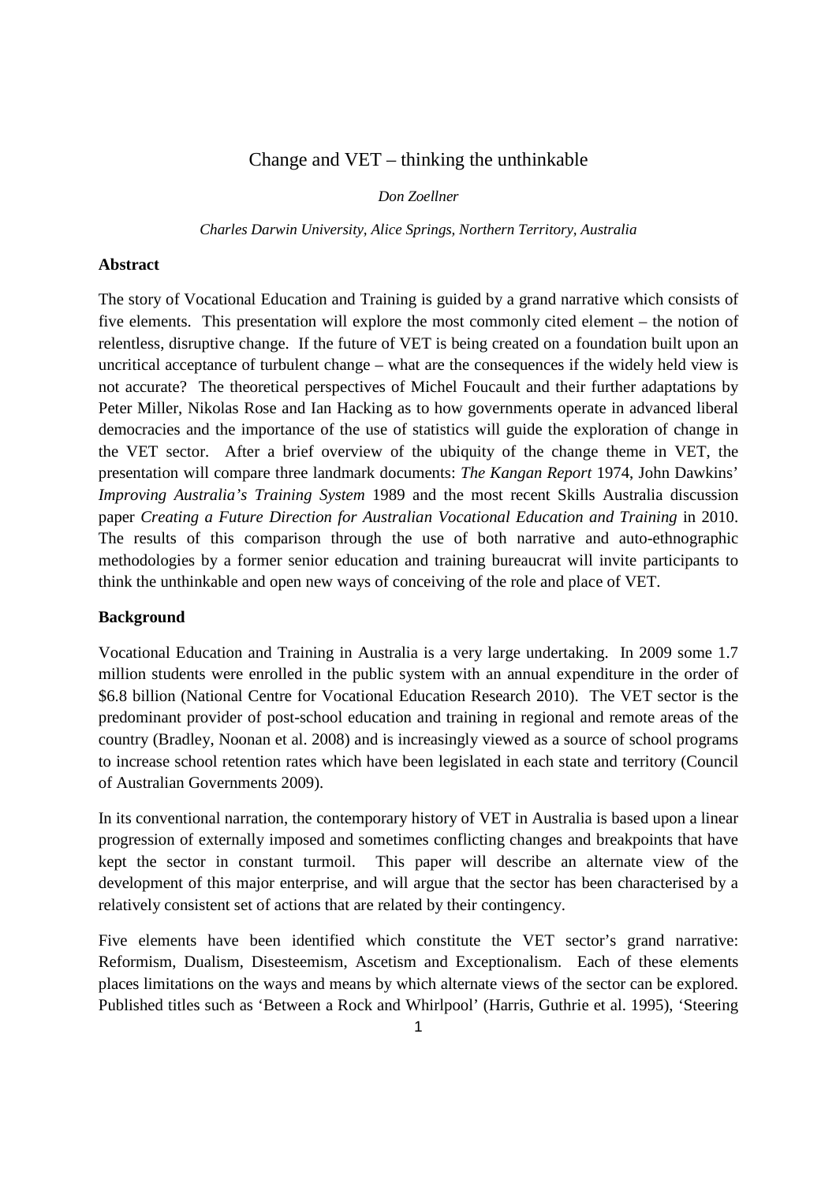# Change and VET – thinking the unthinkable

*Don Zoellner*

*Charles Darwin University, Alice Springs, Northern Territory, Australia*

## Abstract

The story of Vocational Education and Training is guided by a grand narrative which consists of five elements. This presentation will explore the most commonly cited element – the notion of relentless, disruptive change. If the future of VET is being created on a foundation built upon an uncritical acceptance of turbulent change – what are the consequences if the widely held view is not accurate? The theoretical perspectives of Michel Foucault and their further adaptations by Peter Miller, Nikolas Rose and Ian Hacking as to how governments operate in advanced liberal democracies and the importance of the use of statistics will guide the exploration of change in the VET sector. After a brief overview of the ubiquity of the change theme in VET, the presentation will compare three landmark documents: *The Kangan Report* 1974, John Dawkins' *Improving Australia's Training System* 1989 and the most recent Skills Australia discussion paper *Creating a Future Direction for Australian Vocational Education and Training* in 2010. The results of this comparison through the use of both narrative and auto-ethnographic methodologies by a former senior education and training bureaucrat will invite participants to think the unthinkable and open new ways of conceiving of the role and place of VET.

## Background

Vocational Education and Training in Australia is a very large undertaking. In 2009 some 1.7 million students were enrolled in the public system with an annual expenditure in the order of $6.8 billion (National Centre for Vocational Education Research 2010). The VET sector is the predominant provider of post-school education and training in regional and remote areas of the country (Bradley, Noonan et al. 2008) and is increasingly viewed as a source of school programs to increase school retention rates which have been legislated in each state and territory (Council of Australian Governments 2009).

In its conventional narration, the contemporary history of VET in Australia is based upon a linear progression of externally imposed and sometimes conflicting changes and breakpoints that have kept the sector in constant turmoil. This paper will describe an alternate view of the development of this major enterprise, and will argue that the sector has been characterised by a relatively consistent set of actions that are related by their contingency.

Five elements have been identified which constitute the VET sector's grand narrative: Reformism, Dualism, Disesteemism, Ascetism and Exceptionalism. Each of these elements places limitations on the ways and means by which alternate views of the sector can be explored. Published titles such as 'Between a Rock and Whirlpool' (Harris, Guthrie et al. 1995), 'Steering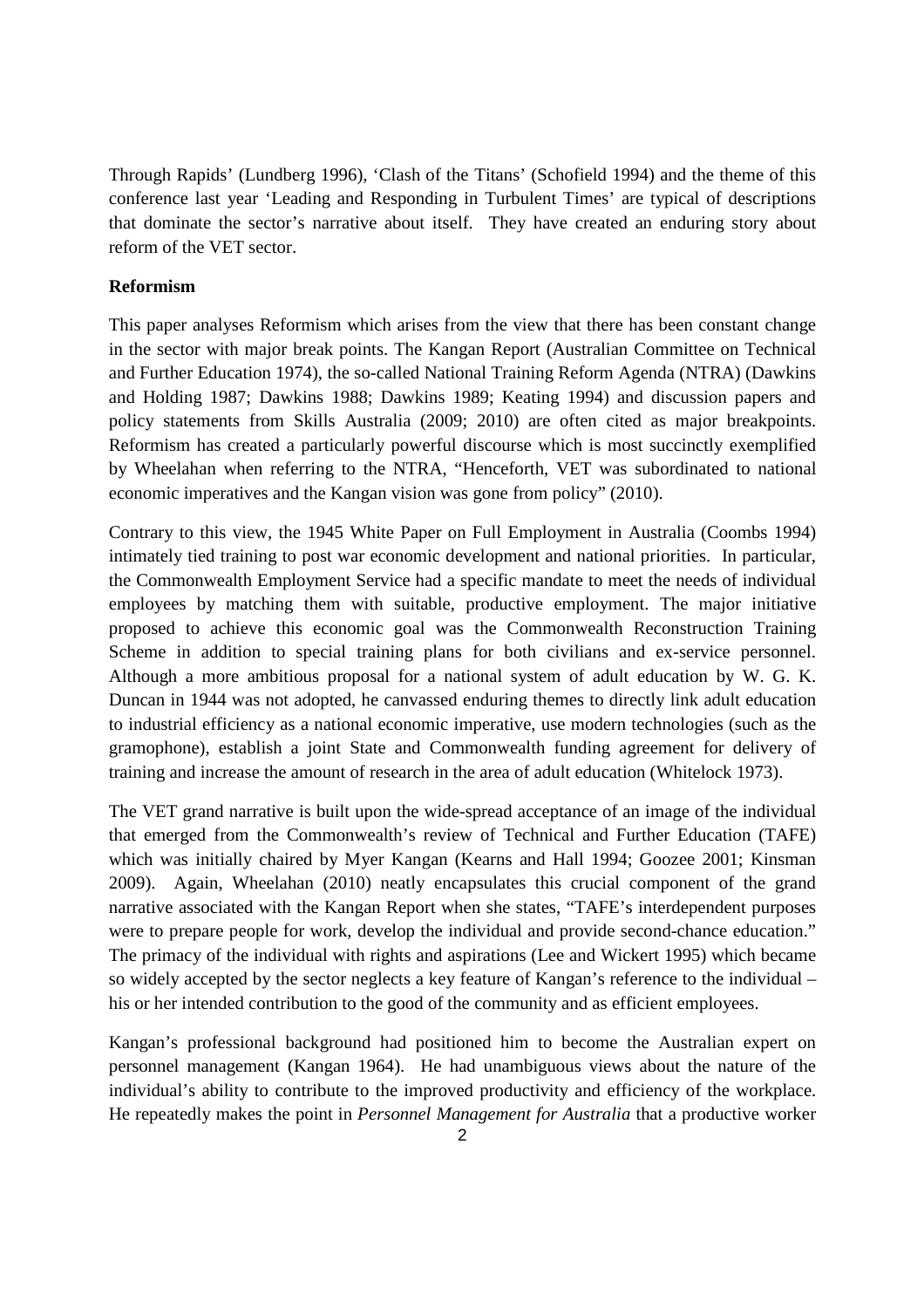Through Rapids' (Lundberg 1996), 'Clash of the Titans' (Schofield 1994) and the theme of this conference last year 'Leading and Responding in Turbulent Times' are typical of descriptions that dominate the sector's narrative about itself. They have created an enduring story about reform of the VET sector.

**Reformism**

This paper analyses Reformism which arises from the view that there has been constant change in the sector with major break points. The Kangan Report (Australian Committee on Technical and Further Education 1974), the so-called National Training Reform Agenda (NTRA) (Dawkins and Holding 1987; Dawkins 1988; Dawkins 1989; Keating 1994) and discussion papers and policy statements from Skills Australia (2009; 2010) are often cited as major breakpoints. Reformism has created a particularly powerful discourse which is most succinctly exemplified by Wheelahan when referring to the NTRA, "Henceforth, VET was subordinated to national economic imperatives and the Kangan vision was gone from policy" (2010).

Contrary to this view, the 1945 White Paper on Full Employment in Australia (Coombs 1994) intimately tied training to post war economic development and national priorities. In particular, the Commonwealth Employment Service had a specific mandate to meet the needs of individual employees by matching them with suitable, productive employment. The major initiative proposed to achieve this economic goal was the Commonwealth Reconstruction Training Scheme in addition to special training plans for both civilians and ex-service personnel. Although a more ambitious proposal for a national system of adult education by W. G. K. Duncan in 1944 was not adopted, he canvassed enduring themes to directly link adult education to industrial efficiency as a national economic imperative, use modern technologies (such as the gramophone), establish a joint State and Commonwealth funding agreement for delivery of training and increase the amount of research in the area of adult education (Whitelock 1973).

The VET grand narrative is built upon the wide-spread acceptance of an image of the individual that emerged from the Commonwealth's review of Technical and Further Education (TAFE) which was initially chaired by Myer Kangan (Kearns and Hall 1994; Goozee 2001; Kinsman 2009). Again, Wheelahan (2010) neatly encapsulates this crucial component of the grand narrative associated with the Kangan Report when she states, "TAFE's interdependent purposes were to prepare people for work, develop the individual and provide second-chance education." The primacy of the individual with rights and aspirations (Lee and Wickert 1995) which became so widely accepted by the sector neglects a key feature of Kangan's reference to the individual – his or her intended contribution to the good of the community and as efficient employees.

Kangan's professional background had positioned him to become the Australian expert on personnel management (Kangan 1964). He had unambiguous views about the nature of the individual's ability to contribute to the improved productivity and efficiency of the workplace. He repeatedly makes the point in *Personnel Management for Australia* that a productive worker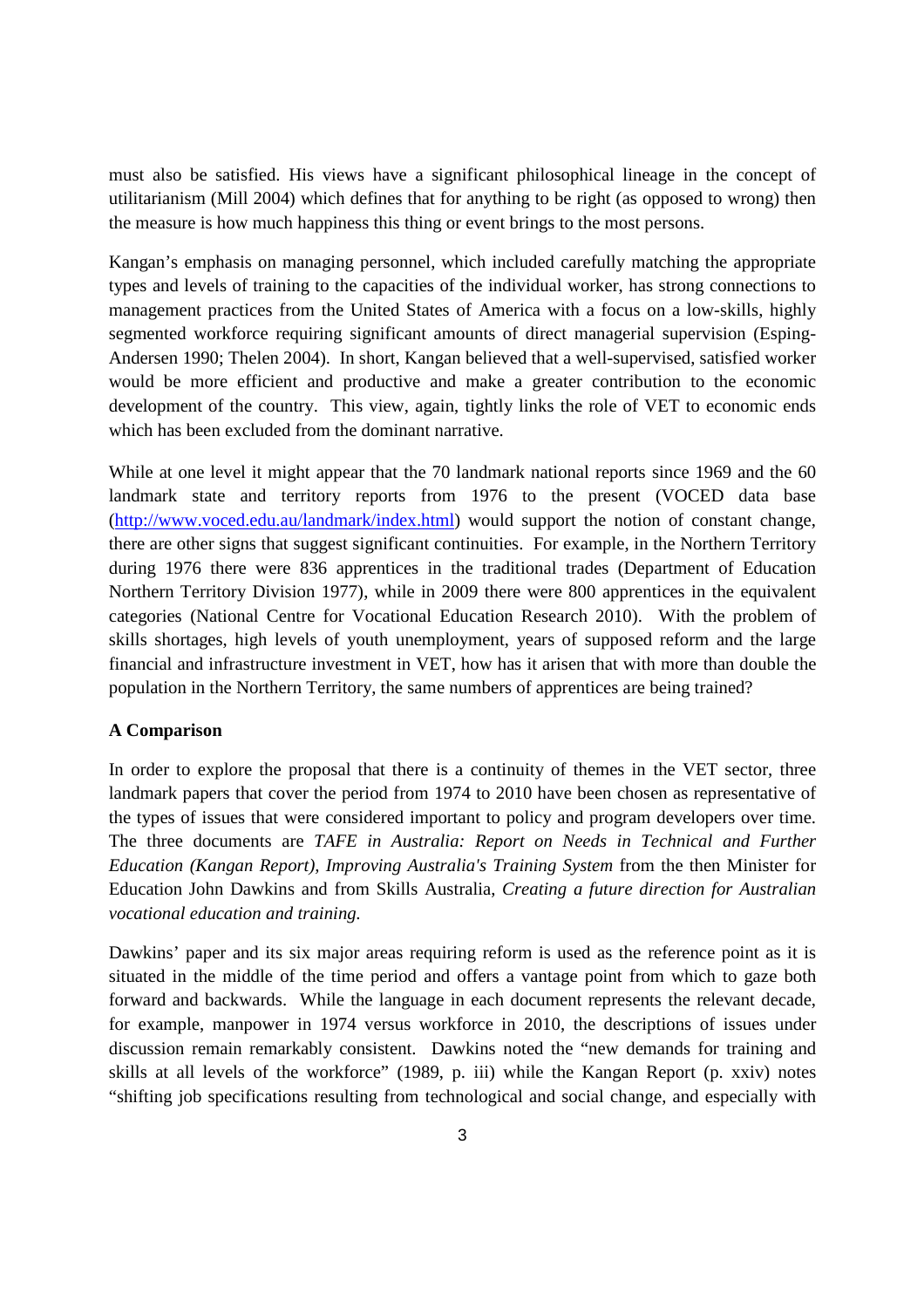must also be satisfied. His views have a significant philosophical lineage in the concept of utilitarianism (Mill 2004) which defines that for anything to be right (as opposed to wrong) then the measure is how much happiness this thing or event brings to the most persons.

Kangan's emphasis on managing personnel, which included carefully matching the appropriate types and levels of training to the capacities of the individual worker, has strong connections to management practices from the United States of America with a focus on a low-skills, highly segmented workforce requiring significant amounts of direct managerial supervision (Esping-Andersen 1990; Thelen 2004). In short, Kangan believed that a well-supervised, satisfied worker would be more efficient and productive and make a greater contribution to the economic development of the country. This view, again, tightly links the role of VET to economic ends which has been excluded from the dominant narrative.

While at one level it might appear that the 70 landmark national reports since 1969 and the 60 landmark state and territory reports from 1976 to the present (VOCED data base (http://www.voced.edu.au/landmark/index.html) would support the notion of constant change, there are other signs that suggest significant continuities. For example, in the Northern Territory during 1976 there were 836 apprentices in the traditional trades (Department of Education Northern Territory Division 1977), while in 2009 there were 800 apprentices in the equivalent categories (National Centre for Vocational Education Research 2010). With the problem of skills shortages, high levels of youth unemployment, years of supposed reform and the large financial and infrastructure investment in VET, how has it arisen that with more than double the population in the Northern Territory, the same numbers of apprentices are being trained?

**A Comparison**

In order to explore the proposal that there is a continuity of themes in the VET sector, three landmark papers that cover the period from 1974 to 2010 have been chosen as representative of the types of issues that were considered important to policy and program developers over time. The three documents are *TAFE in Australia: Report on Needs in Technical and Further Education (Kangan Report), Improving Australia's Training System* from the then Minister for Education John Dawkins and from Skills Australia, *Creating a future direction for Australian vocational education and training.*

Dawkins' paper and its six major areas requiring reform is used as the reference point as it is situated in the middle of the time period and offers a vantage point from which to gaze both forward and backwards. While the language in each document represents the relevant decade, for example, manpower in 1974 versus workforce in 2010, the descriptions of issues under discussion remain remarkably consistent. Dawkins noted the "new demands for training and skills at all levels of the workforce" (1989, p. iii) while the Kangan Report (p. xxiv) notes "shifting job specifications resulting from technological and social change, and especially with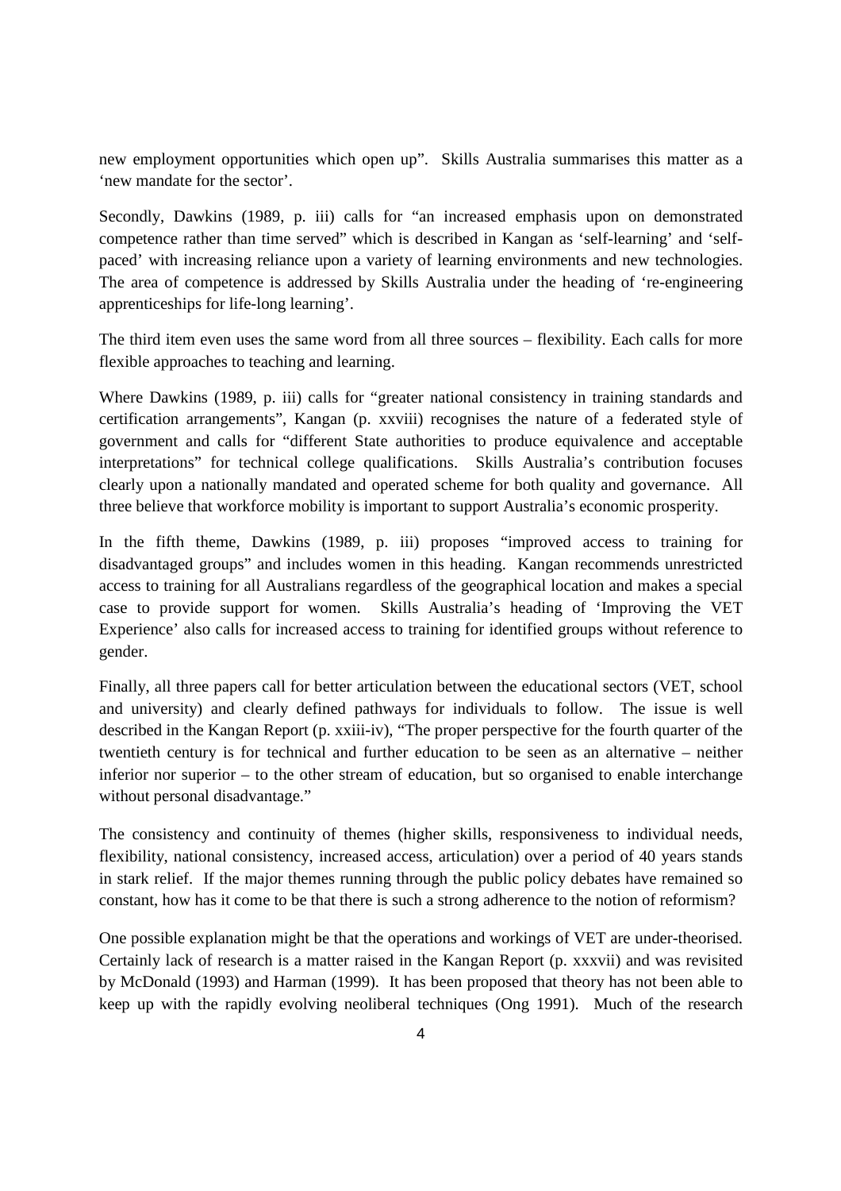new employment opportunities which open up". Skills Australia summarises this matter as a 'new mandate for the sector'.

Secondly, Dawkins (1989, p. iii) calls for "an increased emphasis upon on demonstrated competence rather than time served" which is described in Kangan as 'self-learning' and 'self-paced' with increasing reliance upon a variety of learning environments and new technologies. The area of competence is addressed by Skills Australia under the heading of 're-engineering apprenticeships for life-long learning'.

The third item even uses the same word from all three sources – flexibility. Each calls for more flexible approaches to teaching and learning.

Where Dawkins (1989, p. iii) calls for "greater national consistency in training standards and certification arrangements", Kangan (p. xxviii) recognises the nature of a federated style of government and calls for "different State authorities to produce equivalence and acceptable interpretations" for technical college qualifications. Skills Australia's contribution focuses clearly upon a nationally mandated and operated scheme for both quality and governance. All three believe that workforce mobility is important to support Australia's economic prosperity.

In the fifth theme, Dawkins (1989, p. iii) proposes "improved access to training for disadvantaged groups" and includes women in this heading. Kangan recommends unrestricted access to training for all Australians regardless of the geographical location and makes a special case to provide support for women. Skills Australia's heading of 'Improving the VET Experience' also calls for increased access to training for identified groups without reference to gender.

Finally, all three papers call for better articulation between the educational sectors (VET, school and university) and clearly defined pathways for individuals to follow. The issue is well described in the Kangan Report (p. xxiii-iv), "The proper perspective for the fourth quarter of the twentieth century is for technical and further education to be seen as an alternative – neither inferior nor superior – to the other stream of education, but so organised to enable interchange without personal disadvantage."

The consistency and continuity of themes (higher skills, responsiveness to individual needs, flexibility, national consistency, increased access, articulation) over a period of 40 years stands in stark relief. If the major themes running through the public policy debates have remained so constant, how has it come to be that there is such a strong adherence to the notion of reformism?

One possible explanation might be that the operations and workings of VET are under-theorised. Certainly lack of research is a matter raised in the Kangan Report (p. xxxvii) and was revisited by McDonald (1993) and Harman (1999). It has been proposed that theory has not been able to keep up with the rapidly evolving neoliberal techniques (Ong 1991). Much of the research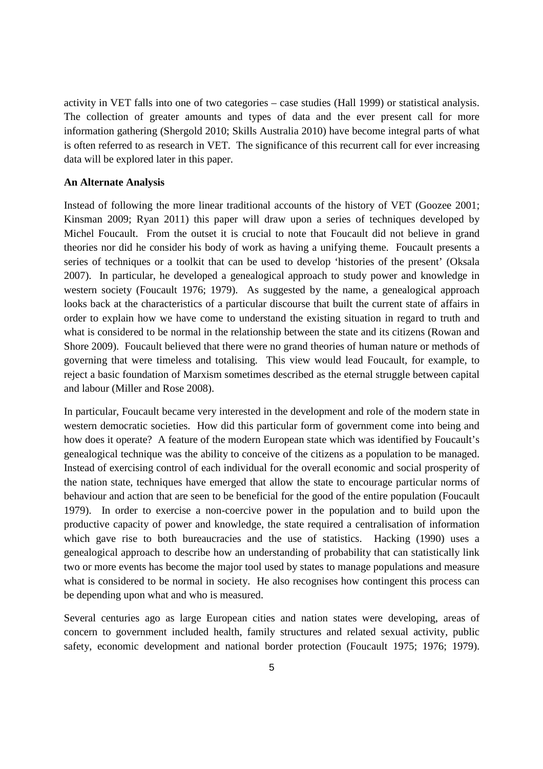activity in VET falls into one of two categories – case studies (Hall 1999) or statistical analysis. The collection of greater amounts and types of data and the ever present call for more information gathering (Shergold 2010; Skills Australia 2010) have become integral parts of what is often referred to as research in VET. The significance of this recurrent call for ever increasing data will be explored later in this paper.

**An Alternate Analysis**

Instead of following the more linear traditional accounts of the history of VET (Goozee 2001; Kinsman 2009; Ryan 2011) this paper will draw upon a series of techniques developed by Michel Foucault. From the outset it is crucial to note that Foucault did not believe in grand theories nor did he consider his body of work as having a unifying theme. Foucault presents a series of techniques or a toolkit that can be used to develop 'histories of the present' (Oksala 2007). In particular, he developed a genealogical approach to study power and knowledge in western society (Foucault 1976; 1979). As suggested by the name, a genealogical approach looks back at the characteristics of a particular discourse that built the current state of affairs in order to explain how we have come to understand the existing situation in regard to truth and what is considered to be normal in the relationship between the state and its citizens (Rowan and Shore 2009). Foucault believed that there were no grand theories of human nature or methods of governing that were timeless and totalising. This view would lead Foucault, for example, to reject a basic foundation of Marxism sometimes described as the eternal struggle between capital and labour (Miller and Rose 2008).

In particular, Foucault became very interested in the development and role of the modern state in western democratic societies. How did this particular form of government come into being and how does it operate? A feature of the modern European state which was identified by Foucault's genealogical technique was the ability to conceive of the citizens as a population to be managed. Instead of exercising control of each individual for the overall economic and social prosperity of the nation state, techniques have emerged that allow the state to encourage particular norms of behaviour and action that are seen to be beneficial for the good of the entire population (Foucault 1979). In order to exercise a non-coercive power in the population and to build upon the productive capacity of power and knowledge, the state required a centralisation of information which gave rise to both bureaucracies and the use of statistics. Hacking (1990) uses a genealogical approach to describe how an understanding of probability that can statistically link two or more events has become the major tool used by states to manage populations and measure what is considered to be normal in society. He also recognises how contingent this process can be depending upon what and who is measured.

Several centuries ago as large European cities and nation states were developing, areas of concern to government included health, family structures and related sexual activity, public safety, economic development and national border protection (Foucault 1975; 1976; 1979).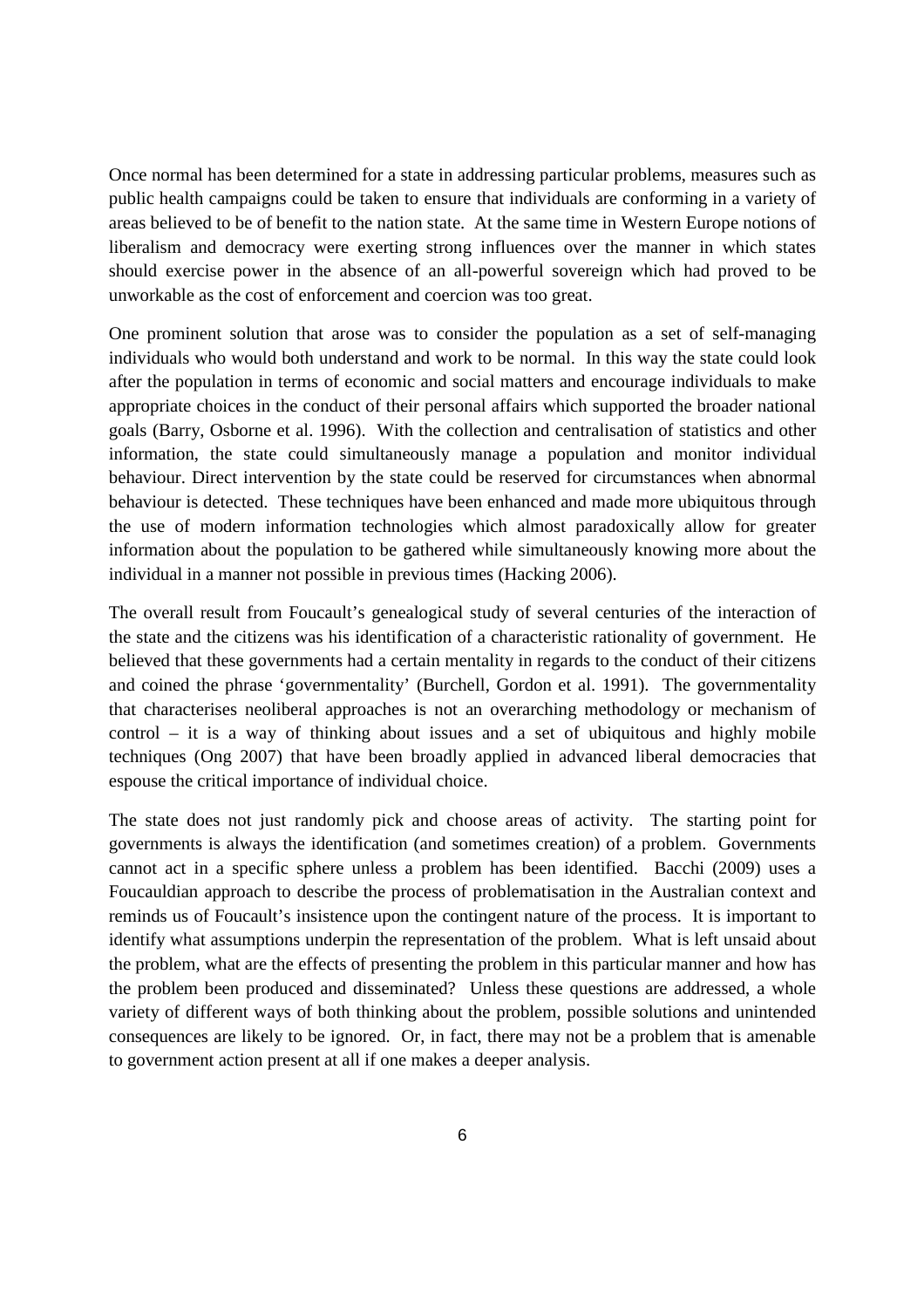Once normal has been determined for a state in addressing particular problems, measures such as public health campaigns could be taken to ensure that individuals are conforming in a variety of areas believed to be of benefit to the nation state. At the same time in Western Europe notions of liberalism and democracy were exerting strong influences over the manner in which states should exercise power in the absence of an all-powerful sovereign which had proved to be unworkable as the cost of enforcement and coercion was too great.

One prominent solution that arose was to consider the population as a set of self-managing individuals who would both understand and work to be normal. In this way the state could look after the population in terms of economic and social matters and encourage individuals to make appropriate choices in the conduct of their personal affairs which supported the broader national goals (Barry, Osborne et al. 1996). With the collection and centralisation of statistics and other information, the state could simultaneously manage a population and monitor individual behaviour. Direct intervention by the state could be reserved for circumstances when abnormal behaviour is detected. These techniques have been enhanced and made more ubiquitous through the use of modern information technologies which almost paradoxically allow for greater information about the population to be gathered while simultaneously knowing more about the individual in a manner not possible in previous times (Hacking 2006).

The overall result from Foucault's genealogical study of several centuries of the interaction of the state and the citizens was his identification of a characteristic rationality of government. He believed that these governments had a certain mentality in regards to the conduct of their citizens and coined the phrase 'governmentality' (Burchell, Gordon et al. 1991). The governmentality that characterises neoliberal approaches is not an overarching methodology or mechanism of control – it is a way of thinking about issues and a set of ubiquitous and highly mobile techniques (Ong 2007) that have been broadly applied in advanced liberal democracies that espouse the critical importance of individual choice.

The state does not just randomly pick and choose areas of activity. The starting point for governments is always the identification (and sometimes creation) of a problem. Governments cannot act in a specific sphere unless a problem has been identified. Bacchi (2009) uses a Foucauldian approach to describe the process of problematisation in the Australian context and reminds us of Foucault's insistence upon the contingent nature of the process. It is important to identify what assumptions underpin the representation of the problem. What is left unsaid about the problem, what are the effects of presenting the problem in this particular manner and how has the problem been produced and disseminated? Unless these questions are addressed, a whole variety of different ways of both thinking about the problem, possible solutions and unintended consequences are likely to be ignored. Or, in fact, there may not be a problem that is amenable to government action present at all if one makes a deeper analysis.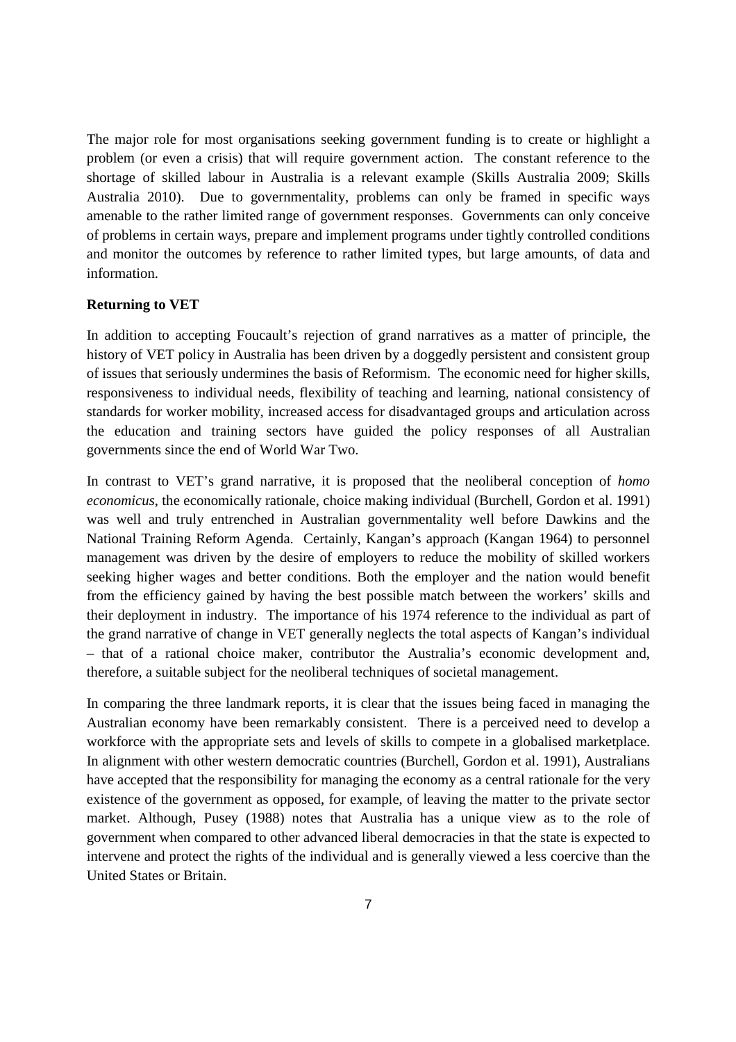The major role for most organisations seeking government funding is to create or highlight a problem (or even a crisis) that will require government action. The constant reference to the shortage of skilled labour in Australia is a relevant example (Skills Australia 2009; Skills Australia 2010). Due to governmentality, problems can only be framed in specific ways amenable to the rather limited range of government responses. Governments can only conceive of problems in certain ways, prepare and implement programs under tightly controlled conditions and monitor the outcomes by reference to rather limited types, but large amounts, of data and information.

**Returning to VET**

In addition to accepting Foucault's rejection of grand narratives as a matter of principle, the history of VET policy in Australia has been driven by a doggedly persistent and consistent group of issues that seriously undermines the basis of Reformism. The economic need for higher skills, responsiveness to individual needs, flexibility of teaching and learning, national consistency of standards for worker mobility, increased access for disadvantaged groups and articulation across the education and training sectors have guided the policy responses of all Australian governments since the end of World War Two.

In contrast to VET's grand narrative, it is proposed that the neoliberal conception of *homo economicus*, the economically rationale, choice making individual (Burchell, Gordon et al. 1991) was well and truly entrenched in Australian governmentality well before Dawkins and the National Training Reform Agenda. Certainly, Kangan's approach (Kangan 1964) to personnel management was driven by the desire of employers to reduce the mobility of skilled workers seeking higher wages and better conditions. Both the employer and the nation would benefit from the efficiency gained by having the best possible match between the workers' skills and their deployment in industry. The importance of his 1974 reference to the individual as part of the grand narrative of change in VET generally neglects the total aspects of Kangan's individual – that of a rational choice maker, contributor the Australia's economic development and, therefore, a suitable subject for the neoliberal techniques of societal management.

In comparing the three landmark reports, it is clear that the issues being faced in managing the Australian economy have been remarkably consistent. There is a perceived need to develop a workforce with the appropriate sets and levels of skills to compete in a globalised marketplace. In alignment with other western democratic countries (Burchell, Gordon et al. 1991), Australians have accepted that the responsibility for managing the economy as a central rationale for the very existence of the government as opposed, for example, of leaving the matter to the private sector market. Although, Pusey (1988) notes that Australia has a unique view as to the role of government when compared to other advanced liberal democracies in that the state is expected to intervene and protect the rights of the individual and is generally viewed a less coercive than the United States or Britain.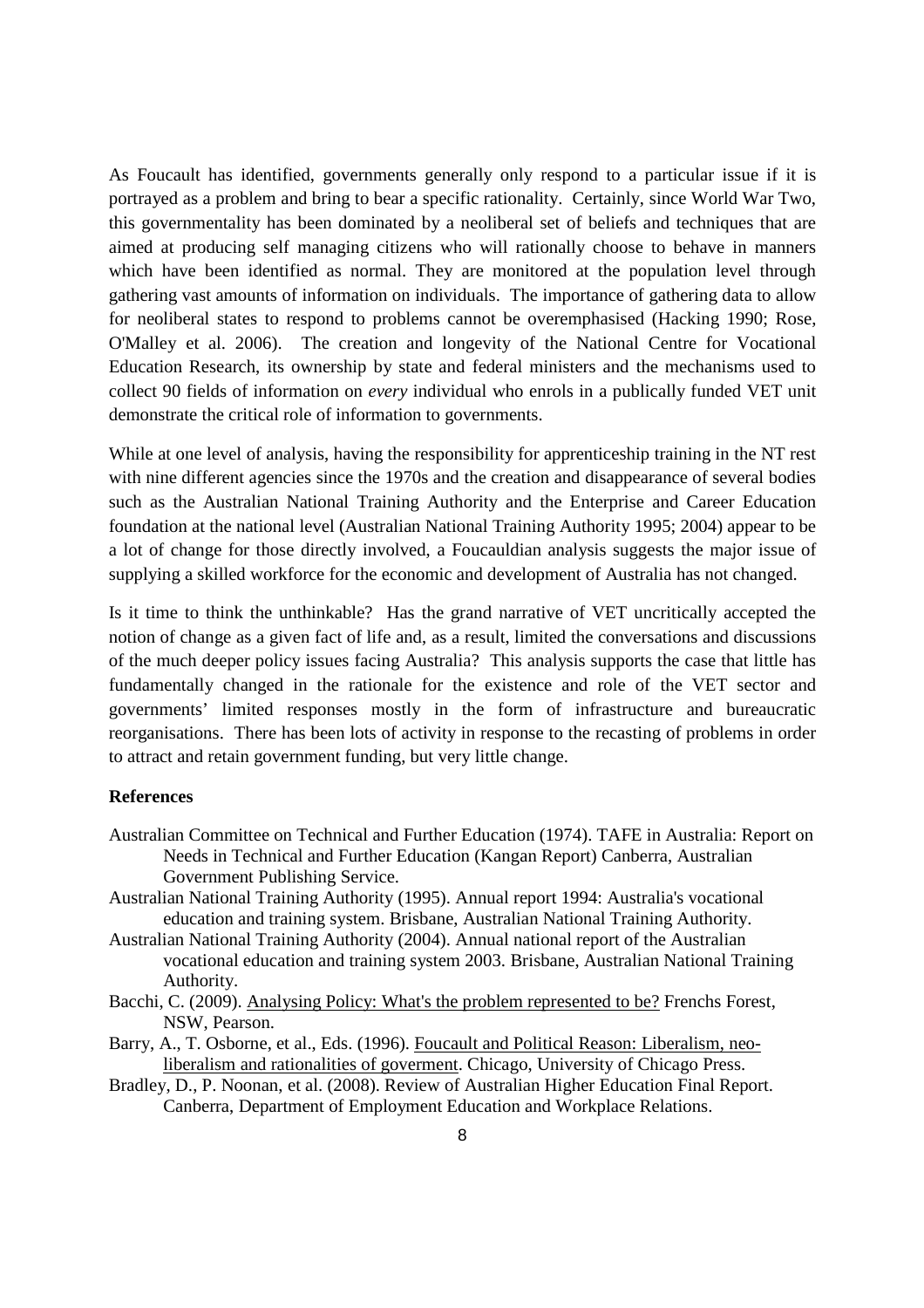As Foucault has identified, governments generally only respond to a particular issue if it is portrayed as a problem and bring to bear a specific rationality. Certainly, since World War Two, this governmentality has been dominated by a neoliberal set of beliefs and techniques that are aimed at producing self managing citizens who will rationally choose to behave in manners which have been identified as normal. They are monitored at the population level through gathering vast amounts of information on individuals. The importance of gathering data to allow for neoliberal states to respond to problems cannot be overemphasised (Hacking 1990; Rose, O'Malley et al. 2006). The creation and longevity of the National Centre for Vocational Education Research, its ownership by state and federal ministers and the mechanisms used to collect 90 fields of information on *every* individual who enrols in a publically funded VET unit demonstrate the critical role of information to governments.

While at one level of analysis, having the responsibility for apprenticeship training in the NT rest with nine different agencies since the 1970s and the creation and disappearance of several bodies such as the Australian National Training Authority and the Enterprise and Career Education foundation at the national level (Australian National Training Authority 1995; 2004) appear to be a lot of change for those directly involved, a Foucauldian analysis suggests the major issue of supplying a skilled workforce for the economic and development of Australia has not changed.

Is it time to think the unthinkable? Has the grand narrative of VET uncritically accepted the notion of change as a given fact of life and, as a result, limited the conversations and discussions of the much deeper policy issues facing Australia? This analysis supports the case that little has fundamentally changed in the rationale for the existence and role of the VET sector and governments' limited responses mostly in the form of infrastructure and bureaucratic reorganisations. There has been lots of activity in response to the recasting of problems in order to attract and retain government funding, but very little change.

**References**

Australian Committee on Technical and Further Education (1974). TAFE in Australia: Report on Needs in Technical and Further Education (Kangan Report) Canberra, Australian Government Publishing Service.

Australian National Training Authority (1995). Annual report 1994: Australia's vocational education and training system. Brisbane, Australian National Training Authority.

Australian National Training Authority (2004). Annual national report of the Australian vocational education and training system 2003. Brisbane, Australian National Training Authority.

Bacchi, C. (2009). Analysing Policy: What's the problem represented to be? Frenchs Forest, NSW, Pearson.

Barry, A., T. Osborne, et al., Eds. (1996). Foucault and Political Reason: Liberalism, neo-liberalism and rationalities of goverment. Chicago, University of Chicago Press.

Bradley, D., P. Noonan, et al. (2008). Review of Australian Higher Education Final Report. Canberra, Department of Employment Education and Workplace Relations.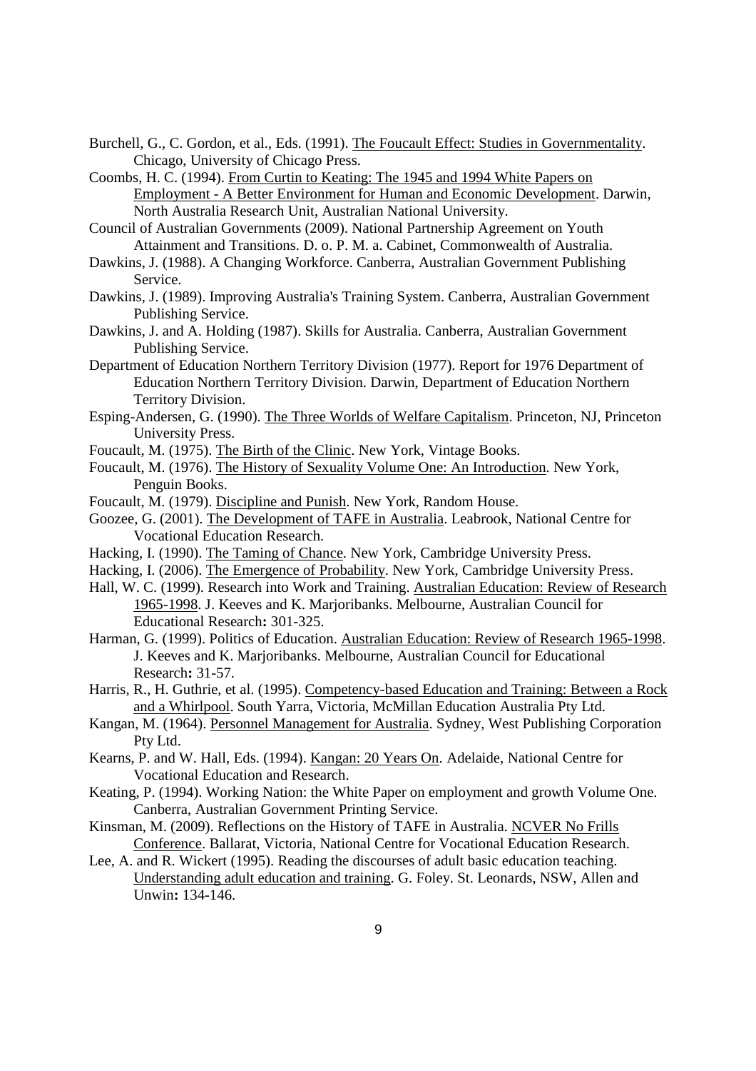Burchell, G., C. Gordon, et al., Eds. (1991). The Foucault Effect: Studies in Governmentality. Chicago, University of Chicago Press.

Coombs, H. C. (1994). From Curtin to Keating: The 1945 and 1994 White Papers on Employment - A Better Environment for Human and Economic Development. Darwin, North Australia Research Unit, Australian National University.

Council of Australian Governments (2009). National Partnership Agreement on Youth Attainment and Transitions. D. o. P. M. a. Cabinet, Commonwealth of Australia.

Dawkins, J. (1988). A Changing Workforce. Canberra, Australian Government Publishing Service.

Dawkins, J. (1989). Improving Australia's Training System. Canberra, Australian Government Publishing Service.

Dawkins, J. and A. Holding (1987). Skills for Australia. Canberra, Australian Government Publishing Service.

Department of Education Northern Territory Division (1977). Report for 1976 Department of Education Northern Territory Division. Darwin, Department of Education Northern Territory Division.

Esping-Andersen, G. (1990). The Three Worlds of Welfare Capitalism. Princeton, NJ, Princeton University Press.

Foucault, M. (1975). The Birth of the Clinic. New York, Vintage Books.

Foucault, M. (1976). The History of Sexuality Volume One: An Introduction. New York, Penguin Books.

Foucault, M. (1979). Discipline and Punish. New York, Random House.

Goozee, G. (2001). The Development of TAFE in Australia. Leabrook, National Centre for Vocational Education Research.

Hacking, I. (1990). The Taming of Chance. New York, Cambridge University Press.

Hacking, I. (2006). The Emergence of Probability. New York, Cambridge University Press.

Hall, W. C. (1999). Research into Work and Training. Australian Education: Review of Research 1965-1998. J. Keeves and K. Marjoribanks. Melbourne, Australian Council for Educational Research**:** 301-325.

Harman, G. (1999). Politics of Education. Australian Education: Review of Research 1965-1998. J. Keeves and K. Marjoribanks. Melbourne, Australian Council for Educational Research**:** 31-57.

Harris, R., H. Guthrie, et al. (1995). Competency-based Education and Training: Between a Rock and a Whirlpool. South Yarra, Victoria, McMillan Education Australia Pty Ltd.

Kangan, M. (1964). Personnel Management for Australia. Sydney, West Publishing Corporation Pty Ltd.

Kearns, P. and W. Hall, Eds. (1994). Kangan: 20 Years On. Adelaide, National Centre for Vocational Education and Research.

Keating, P. (1994). Working Nation: the White Paper on employment and growth Volume One. Canberra, Australian Government Printing Service.

Kinsman, M. (2009). Reflections on the History of TAFE in Australia. NCVER No Frills Conference. Ballarat, Victoria, National Centre for Vocational Education Research.

Lee, A. and R. Wickert (1995). Reading the discourses of adult basic education teaching. Understanding adult education and training. G. Foley. St. Leonards, NSW, Allen and Unwin**:** 134-146.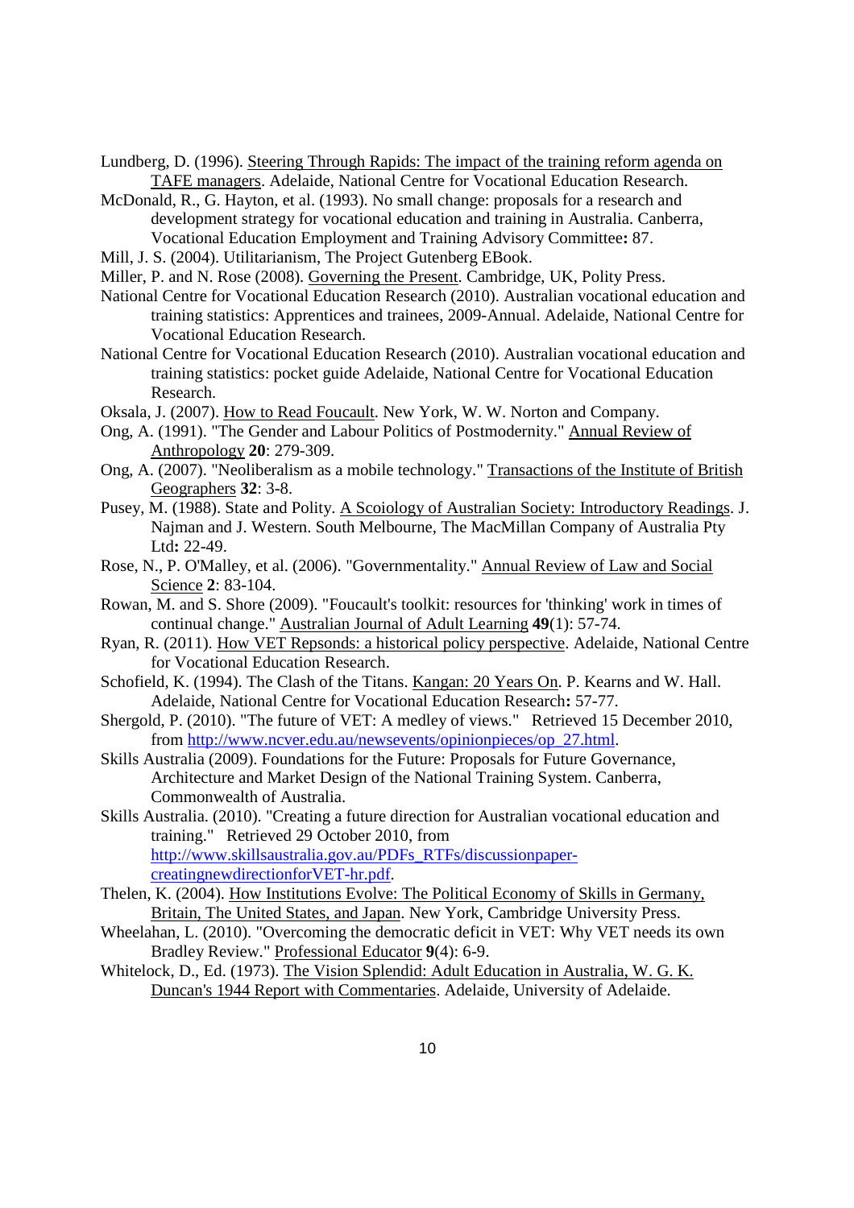Lundberg, D. (1996). Steering Through Rapids: The impact of the training reform agenda on TAFE managers. Adelaide, National Centre for Vocational Education Research.

McDonald, R., G. Hayton, et al. (1993). No small change: proposals for a research and development strategy for vocational education and training in Australia. Canberra, Vocational Education Employment and Training Advisory Committee**:** 87.

Mill, J. S. (2004). Utilitarianism, The Project Gutenberg EBook.

Miller, P. and N. Rose (2008). Governing the Present. Cambridge, UK, Polity Press.

National Centre for Vocational Education Research (2010). Australian vocational education and training statistics: Apprentices and trainees, 2009-Annual. Adelaide, National Centre for Vocational Education Research.

National Centre for Vocational Education Research (2010). Australian vocational education and training statistics: pocket guide Adelaide, National Centre for Vocational Education Research.

Oksala, J. (2007). How to Read Foucault. New York, W. W. Norton and Company.

Ong, A. (1991). "The Gender and Labour Politics of Postmodernity." Annual Review of Anthropology **20**: 279-309.

Ong, A. (2007). "Neoliberalism as a mobile technology." Transactions of the Institute of British Geographers **32**: 3-8.

Pusey, M. (1988). State and Polity. A Scoiology of Australian Society: Introductory Readings. J. Najman and J. Western. South Melbourne, The MacMillan Company of Australia Pty Ltd**:** 22-49.

Rose, N., P. O'Malley, et al. (2006). "Governmentality." Annual Review of Law and Social Science **2**: 83-104.

Rowan, M. and S. Shore (2009). "Foucault's toolkit: resources for 'thinking' work in times of continual change." Australian Journal of Adult Learning **49**(1): 57-74.

Ryan, R. (2011). How VET Repsonds: a historical policy perspective. Adelaide, National Centre for Vocational Education Research.

Schofield, K. (1994). The Clash of the Titans. Kangan: 20 Years On. P. Kearns and W. Hall. Adelaide, National Centre for Vocational Education Research**:** 57-77.

Shergold, P. (2010). "The future of VET: A medley of views." Retrieved 15 December 2010, from http://www.ncver.edu.au/newsevents/opinionpieces/op_27.html.

Skills Australia (2009). Foundations for the Future: Proposals for Future Governance, Architecture and Market Design of the National Training System. Canberra, Commonwealth of Australia.

Skills Australia. (2010). "Creating a future direction for Australian vocational education and training." Retrieved 29 October 2010, from http://www.skillsaustralia.gov.au/PDFs_RTFs/discussionpaper-creatingnewdirectionforVET-hr.pdf.

Thelen, K. (2004). How Institutions Evolve: The Political Economy of Skills in Germany, Britain, The United States, and Japan. New York, Cambridge University Press.

Wheelahan, L. (2010). "Overcoming the democratic deficit in VET: Why VET needs its own Bradley Review." Professional Educator **9**(4): 6-9.

Whitelock, D., Ed. (1973). The Vision Splendid: Adult Education in Australia, W. G. K. Duncan's 1944 Report with Commentaries. Adelaide, University of Adelaide.